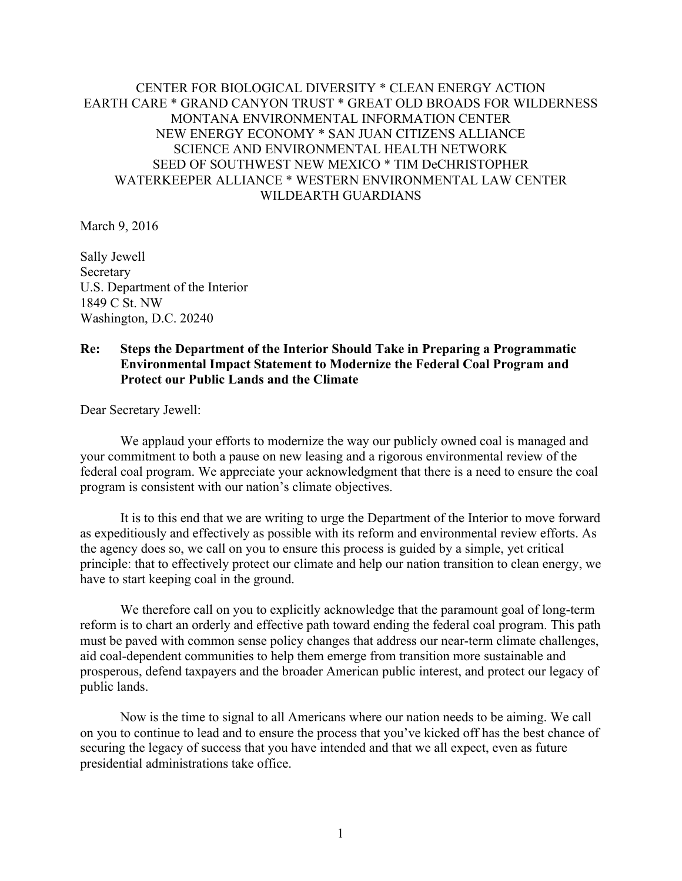CENTER FOR BIOLOGICAL DIVERSITY * CLEAN ENERGY ACTION
EARTH CARE * GRAND CANYON TRUST * GREAT OLD BROADS FOR WILDERNESS
MONTANA ENVIRONMENTAL INFORMATION CENTER
NEW ENERGY ECONOMY * SAN JUAN CITIZENS ALLIANCE
SCIENCE AND ENVIRONMENTAL HEALTH NETWORK
SEED OF SOUTHWEST NEW MEXICO * TIM DeCHRISTOPHER
WATERKEEPER ALLIANCE * WESTERN ENVIRONMENTAL LAW CENTER
WILDEARTH GUARDIANS

March 9, 2016

Sally Jewell
Secretary
U.S. Department of the Interior
1849 C St. NW
Washington, D.C. 20240

**Re: Steps the Department of the Interior Should Take in Preparing a Programmatic Environmental Impact Statement to Modernize the Federal Coal Program and Protect our Public Lands and the Climate**

Dear Secretary Jewell:

We applaud your efforts to modernize the way our publicly owned coal is managed and your commitment to both a pause on new leasing and a rigorous environmental review of the federal coal program. We appreciate your acknowledgment that there is a need to ensure the coal program is consistent with our nation's climate objectives.

It is to this end that we are writing to urge the Department of the Interior to move forward as expeditiously and effectively as possible with its reform and environmental review efforts. As the agency does so, we call on you to ensure this process is guided by a simple, yet critical principle: that to effectively protect our climate and help our nation transition to clean energy, we have to start keeping coal in the ground.

We therefore call on you to explicitly acknowledge that the paramount goal of long-term reform is to chart an orderly and effective path toward ending the federal coal program. This path must be paved with common sense policy changes that address our near-term climate challenges, aid coal-dependent communities to help them emerge from transition more sustainable and prosperous, defend taxpayers and the broader American public interest, and protect our legacy of public lands.

Now is the time to signal to all Americans where our nation needs to be aiming. We call on you to continue to lead and to ensure the process that you've kicked off has the best chance of securing the legacy of success that you have intended and that we all expect, even as future presidential administrations take office.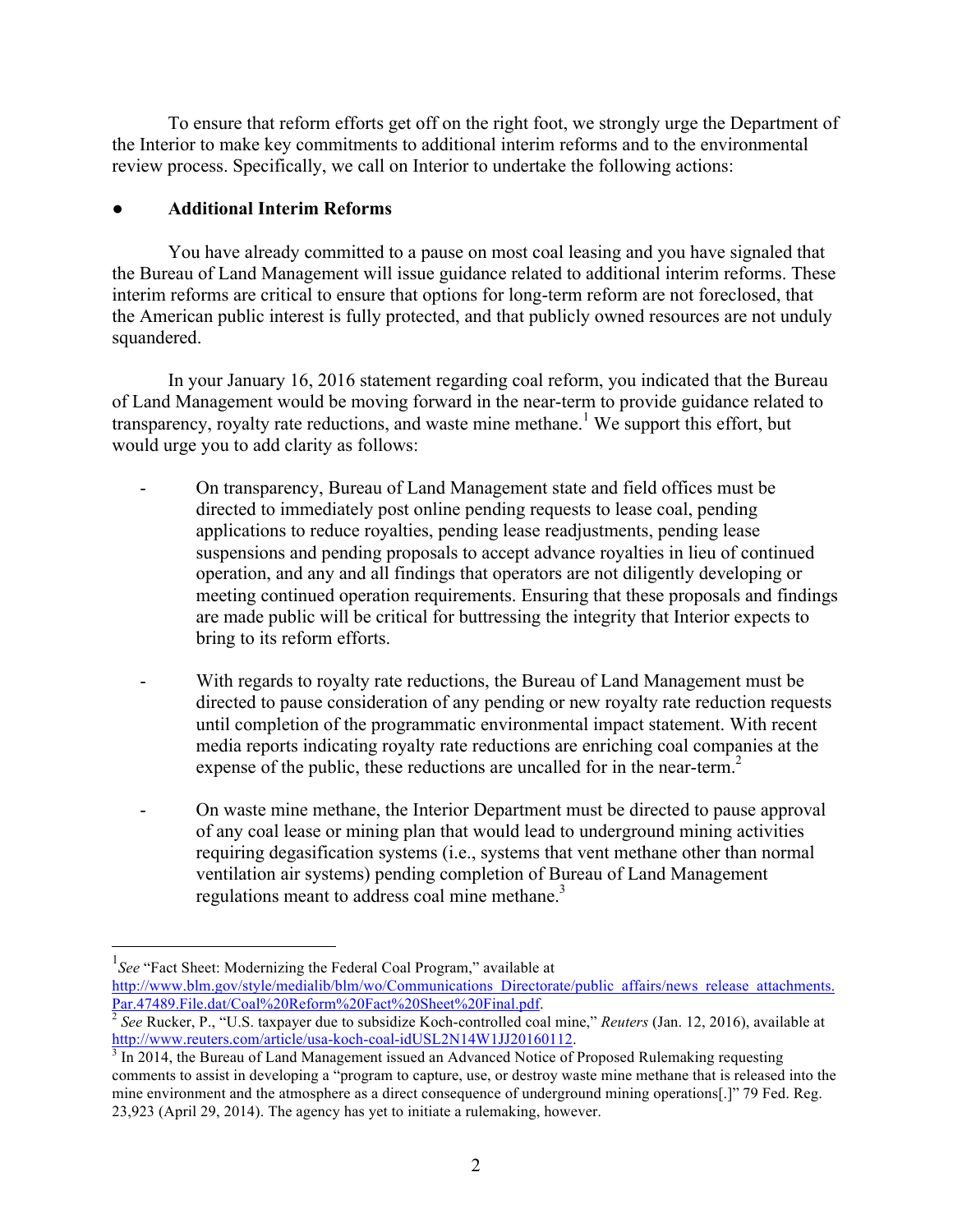To ensure that reform efforts get off on the right foot, we strongly urge the Department of the Interior to make key commitments to additional interim reforms and to the environmental review process. Specifically, we call on Interior to undertake the following actions:

- **Additional Interim Reforms**

You have already committed to a pause on most coal leasing and you have signaled that the Bureau of Land Management will issue guidance related to additional interim reforms. These interim reforms are critical to ensure that options for long-term reform are not foreclosed, that the American public interest is fully protected, and that publicly owned resources are not unduly squandered.

In your January 16, 2016 statement regarding coal reform, you indicated that the Bureau of Land Management would be moving forward in the near-term to provide guidance related to transparency, royalty rate reductions, and waste mine methane.[1] We support this effort, but would urge you to add clarity as follows:

- On transparency, Bureau of Land Management state and field offices must be directed to immediately post online pending requests to lease coal, pending applications to reduce royalties, pending lease readjustments, pending lease suspensions and pending proposals to accept advance royalties in lieu of continued operation, and any and all findings that operators are not diligently developing or meeting continued operation requirements. Ensuring that these proposals and findings are made public will be critical for buttressing the integrity that Interior expects to bring to its reform efforts.

- With regards to royalty rate reductions, the Bureau of Land Management must be directed to pause consideration of any pending or new royalty rate reduction requests until completion of the programmatic environmental impact statement. With recent media reports indicating royalty rate reductions are enriching coal companies at the expense of the public, these reductions are uncalled for in the near-term.[2]

- On waste mine methane, the Interior Department must be directed to pause approval of any coal lease or mining plan that would lead to underground mining activities requiring degasification systems (i.e., systems that vent methane other than normal ventilation air systems) pending completion of Bureau of Land Management regulations meant to address coal mine methane.[3]

---

[1] *See* "Fact Sheet: Modernizing the Federal Coal Program," available at http://www.blm.gov/style/medialib/blm/wo/Communications_Directorate/public_affairs/news_release_attachments.Par.47489.File.dat/Coal%20Reform%20Fact%20Sheet%20Final.pdf.

[2] *See* Rucker, P., "U.S. taxpayer due to subsidize Koch-controlled coal mine," *Reuters* (Jan. 12, 2016), available at http://www.reuters.com/article/usa-koch-coal-idUSL2N14W1JJ20160112.

[3] In 2014, the Bureau of Land Management issued an Advanced Notice of Proposed Rulemaking requesting comments to assist in developing a "program to capture, use, or destroy waste mine methane that is released into the mine environment and the atmosphere as a direct consequence of underground mining operations[.]" 79 Fed. Reg. 23,923 (April 29, 2014). The agency has yet to initiate a rulemaking, however.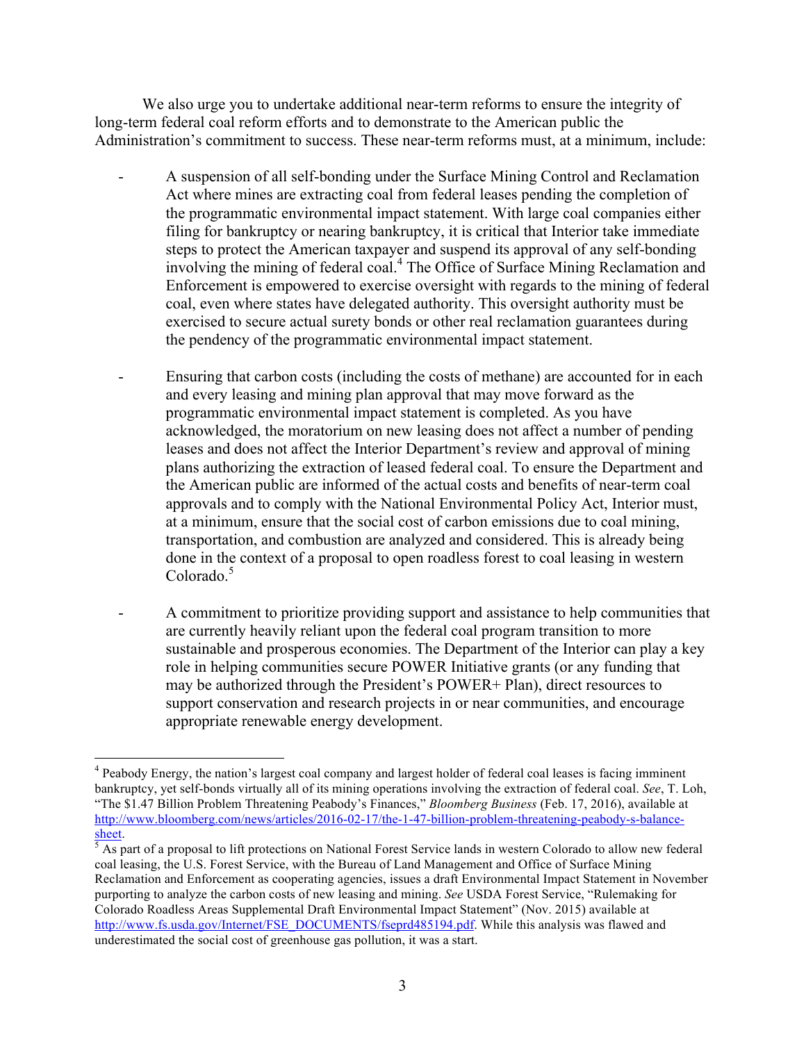We also urge you to undertake additional near-term reforms to ensure the integrity of long-term federal coal reform efforts and to demonstrate to the American public the Administration's commitment to success. These near-term reforms must, at a minimum, include:

- A suspension of all self-bonding under the Surface Mining Control and Reclamation Act where mines are extracting coal from federal leases pending the completion of the programmatic environmental impact statement. With large coal companies either filing for bankruptcy or nearing bankruptcy, it is critical that Interior take immediate steps to protect the American taxpayer and suspend its approval of any self-bonding involving the mining of federal coal.[4] The Office of Surface Mining Reclamation and Enforcement is empowered to exercise oversight with regards to the mining of federal coal, even where states have delegated authority. This oversight authority must be exercised to secure actual surety bonds or other real reclamation guarantees during the pendency of the programmatic environmental impact statement.

- Ensuring that carbon costs (including the costs of methane) are accounted for in each and every leasing and mining plan approval that may move forward as the programmatic environmental impact statement is completed. As you have acknowledged, the moratorium on new leasing does not affect a number of pending leases and does not affect the Interior Department's review and approval of mining plans authorizing the extraction of leased federal coal. To ensure the Department and the American public are informed of the actual costs and benefits of near-term coal approvals and to comply with the National Environmental Policy Act, Interior must, at a minimum, ensure that the social cost of carbon emissions due to coal mining, transportation, and combustion are analyzed and considered. This is already being done in the context of a proposal to open roadless forest to coal leasing in western Colorado.[5]

- A commitment to prioritize providing support and assistance to help communities that are currently heavily reliant upon the federal coal program transition to more sustainable and prosperous economies. The Department of the Interior can play a key role in helping communities secure POWER Initiative grants (or any funding that may be authorized through the President's POWER+ Plan), direct resources to support conservation and research projects in or near communities, and encourage appropriate renewable energy development.

---

[4] Peabody Energy, the nation's largest coal company and largest holder of federal coal leases is facing imminent bankruptcy, yet self-bonds virtually all of its mining operations involving the extraction of federal coal. *See*, T. Loh, "The $1.47 Billion Problem Threatening Peabody's Finances," *Bloomberg Business* (Feb. 17, 2016), available at http://www.bloomberg.com/news/articles/2016-02-17/the-1-47-billion-problem-threatening-peabody-s-balance-sheet.

[5] As part of a proposal to lift protections on National Forest Service lands in western Colorado to allow new federal coal leasing, the U.S. Forest Service, with the Bureau of Land Management and Office of Surface Mining Reclamation and Enforcement as cooperating agencies, issues a draft Environmental Impact Statement in November purporting to analyze the carbon costs of new leasing and mining. *See* USDA Forest Service, "Rulemaking for Colorado Roadless Areas Supplemental Draft Environmental Impact Statement" (Nov. 2015) available at http://www.fs.usda.gov/Internet/FSE_DOCUMENTS/fseprd485194.pdf. While this analysis was flawed and underestimated the social cost of greenhouse gas pollution, it was a start.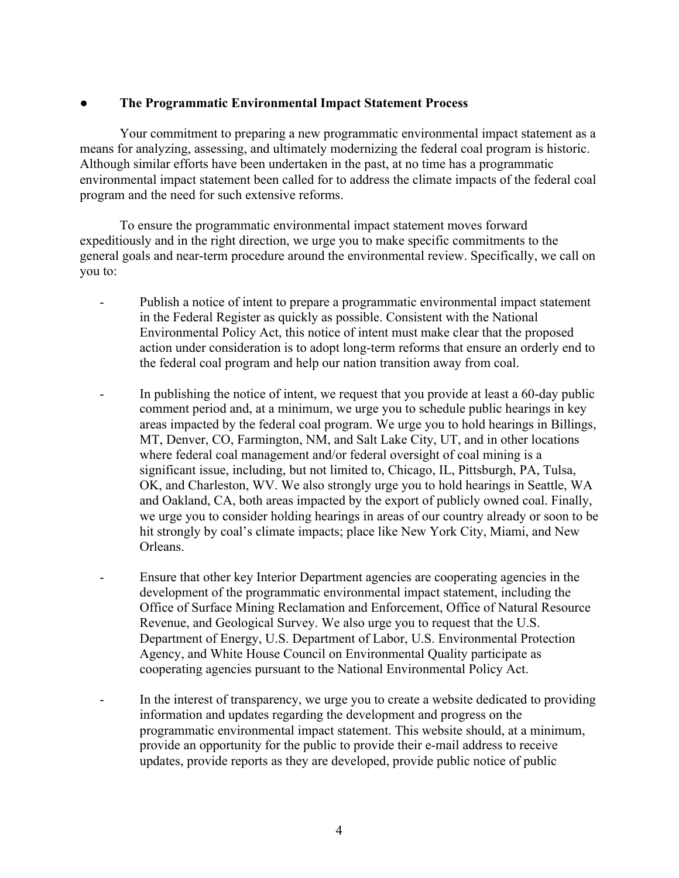- **The Programmatic Environmental Impact Statement Process**

Your commitment to preparing a new programmatic environmental impact statement as a means for analyzing, assessing, and ultimately modernizing the federal coal program is historic. Although similar efforts have been undertaken in the past, at no time has a programmatic environmental impact statement been called for to address the climate impacts of the federal coal program and the need for such extensive reforms.

To ensure the programmatic environmental impact statement moves forward expeditiously and in the right direction, we urge you to make specific commitments to the general goals and near-term procedure around the environmental review. Specifically, we call on you to:

- Publish a notice of intent to prepare a programmatic environmental impact statement in the Federal Register as quickly as possible. Consistent with the National Environmental Policy Act, this notice of intent must make clear that the proposed action under consideration is to adopt long-term reforms that ensure an orderly end to the federal coal program and help our nation transition away from coal.

- In publishing the notice of intent, we request that you provide at least a 60-day public comment period and, at a minimum, we urge you to schedule public hearings in key areas impacted by the federal coal program. We urge you to hold hearings in Billings, MT, Denver, CO, Farmington, NM, and Salt Lake City, UT, and in other locations where federal coal management and/or federal oversight of coal mining is a significant issue, including, but not limited to, Chicago, IL, Pittsburgh, PA, Tulsa, OK, and Charleston, WV. We also strongly urge you to hold hearings in Seattle, WA and Oakland, CA, both areas impacted by the export of publicly owned coal. Finally, we urge you to consider holding hearings in areas of our country already or soon to be hit strongly by coal's climate impacts; place like New York City, Miami, and New Orleans.

- Ensure that other key Interior Department agencies are cooperating agencies in the development of the programmatic environmental impact statement, including the Office of Surface Mining Reclamation and Enforcement, Office of Natural Resource Revenue, and Geological Survey. We also urge you to request that the U.S. Department of Energy, U.S. Department of Labor, U.S. Environmental Protection Agency, and White House Council on Environmental Quality participate as cooperating agencies pursuant to the National Environmental Policy Act.

- In the interest of transparency, we urge you to create a website dedicated to providing information and updates regarding the development and progress on the programmatic environmental impact statement. This website should, at a minimum, provide an opportunity for the public to provide their e-mail address to receive updates, provide reports as they are developed, provide public notice of public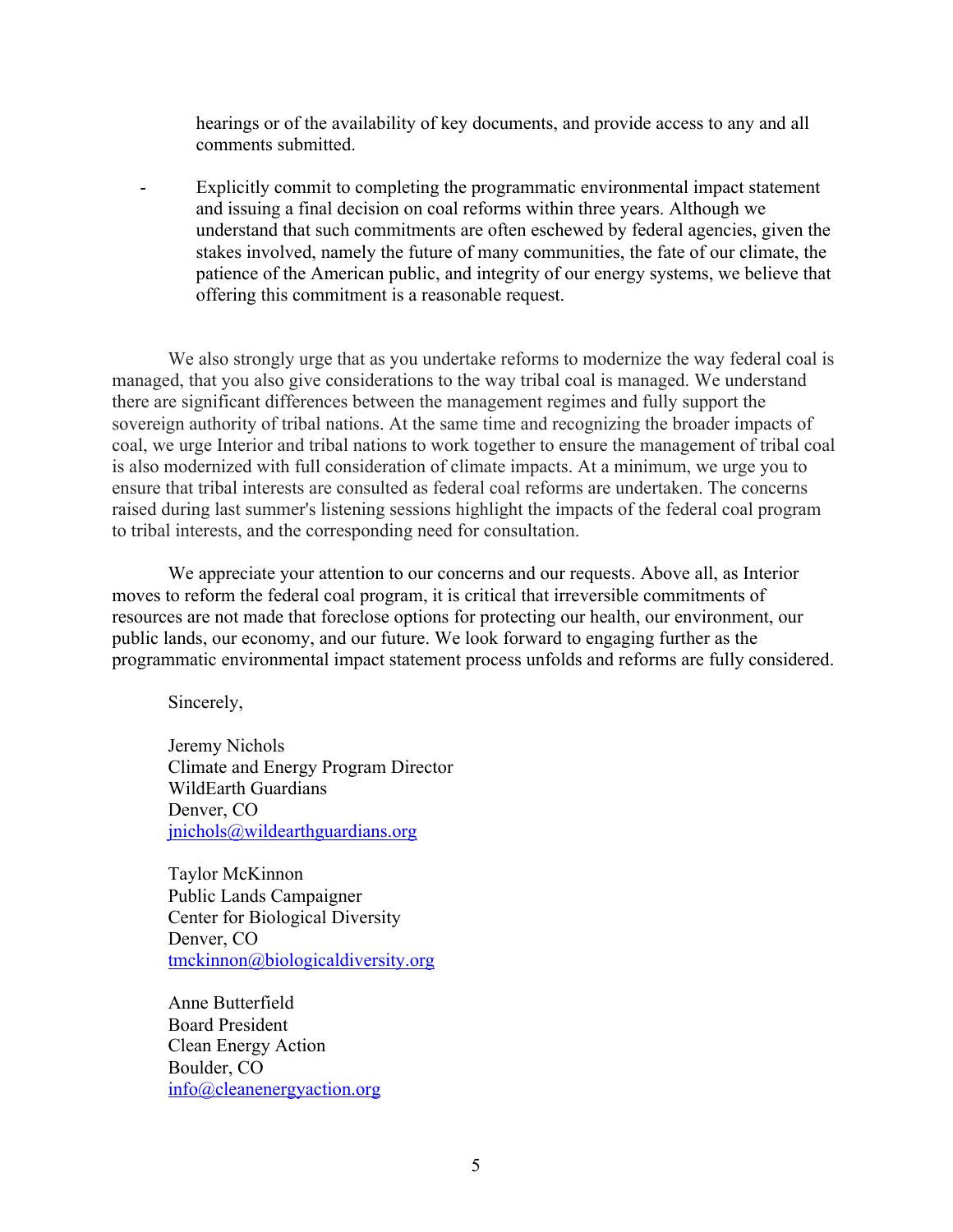hearings or of the availability of key documents, and provide access to any and all comments submitted.

- Explicitly commit to completing the programmatic environmental impact statement and issuing a final decision on coal reforms within three years. Although we understand that such commitments are often eschewed by federal agencies, given the stakes involved, namely the future of many communities, the fate of our climate, the patience of the American public, and integrity of our energy systems, we believe that offering this commitment is a reasonable request.

We also strongly urge that as you undertake reforms to modernize the way federal coal is managed, that you also give considerations to the way tribal coal is managed. We understand there are significant differences between the management regimes and fully support the sovereign authority of tribal nations. At the same time and recognizing the broader impacts of coal, we urge Interior and tribal nations to work together to ensure the management of tribal coal is also modernized with full consideration of climate impacts. At a minimum, we urge you to ensure that tribal interests are consulted as federal coal reforms are undertaken. The concerns raised during last summer's listening sessions highlight the impacts of the federal coal program to tribal interests, and the corresponding need for consultation.

We appreciate your attention to our concerns and our requests. Above all, as Interior moves to reform the federal coal program, it is critical that irreversible commitments of resources are not made that foreclose options for protecting our health, our environment, our public lands, our economy, and our future. We look forward to engaging further as the programmatic environmental impact statement process unfolds and reforms are fully considered.

Sincerely,

Jeremy Nichols
Climate and Energy Program Director
WildEarth Guardians
Denver, CO
jnichols@wildearthguardians.org

Taylor McKinnon
Public Lands Campaigner
Center for Biological Diversity
Denver, CO
tmckinnon@biologicaldiversity.org

Anne Butterfield
Board President
Clean Energy Action
Boulder, CO
info@cleanenergyaction.org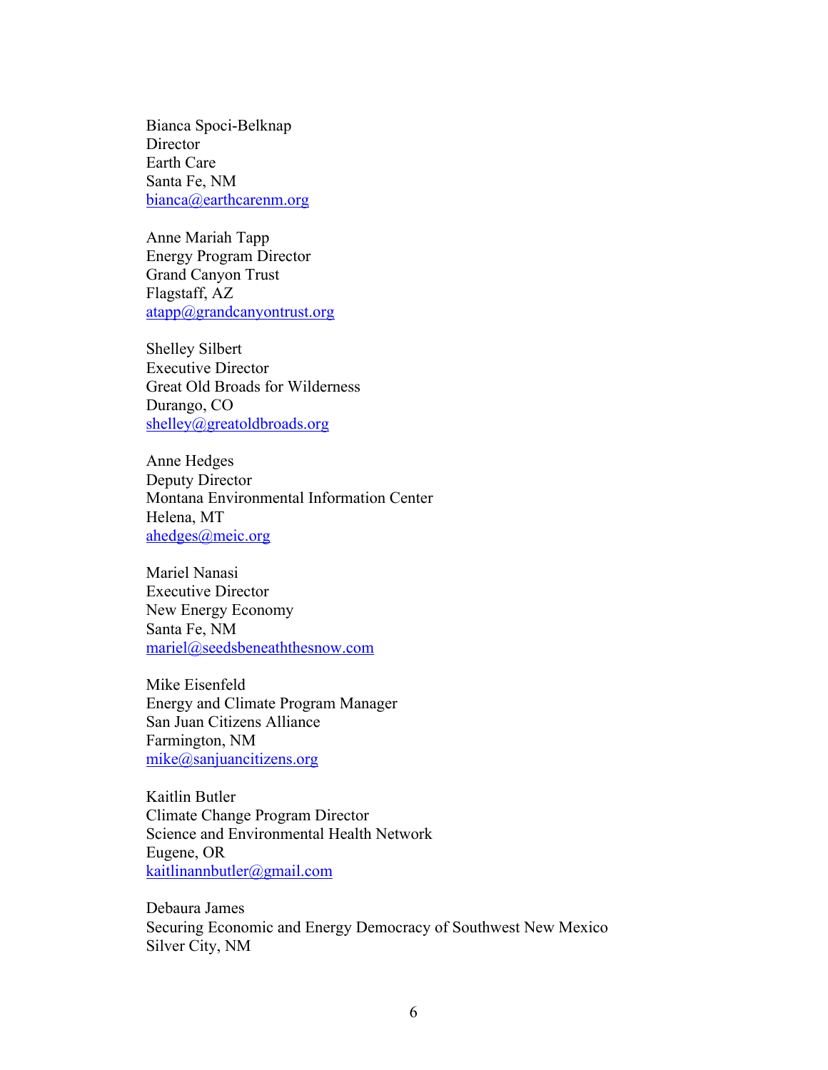Bianca Spoci-Belknap
Director
Earth Care
Santa Fe, NM
bianca@earthcarenm.org

Anne Mariah Tapp
Energy Program Director
Grand Canyon Trust
Flagstaff, AZ
atapp@grandcanyontrust.org

Shelley Silbert
Executive Director
Great Old Broads for Wilderness
Durango, CO
shelley@greatoldbroads.org

Anne Hedges
Deputy Director
Montana Environmental Information Center
Helena, MT
ahedges@meic.org

Mariel Nanasi
Executive Director
New Energy Economy
Santa Fe, NM
mariel@seedsbeneaththesnow.com

Mike Eisenfeld
Energy and Climate Program Manager
San Juan Citizens Alliance
Farmington, NM
mike@sanjuancitizens.org

Kaitlin Butler
Climate Change Program Director
Science and Environmental Health Network
Eugene, OR
kaitlinannbutler@gmail.com

Debaura James
Securing Economic and Energy Democracy of Southwest New Mexico
Silver City, NM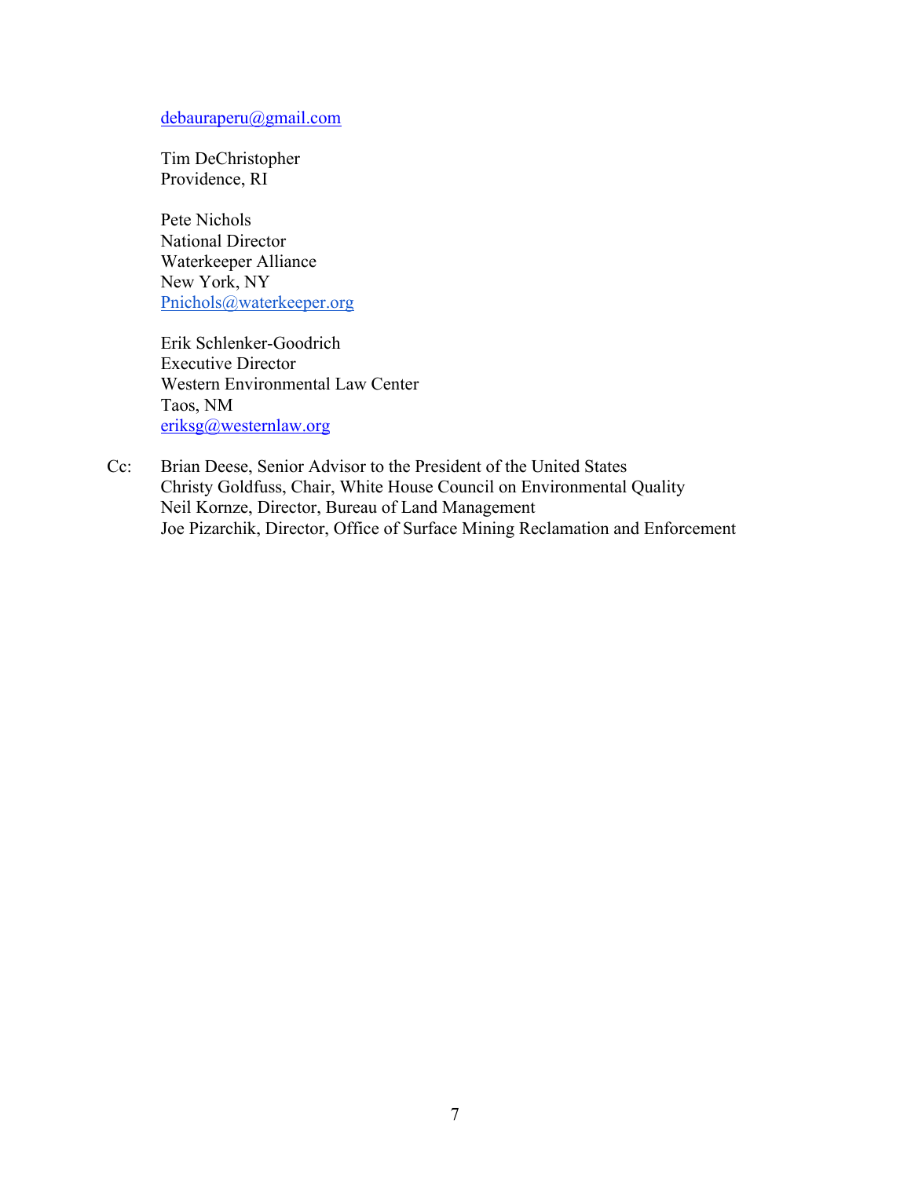debauraperu@gmail.com

Tim DeChristopher
Providence, RI

Pete Nichols
National Director
Waterkeeper Alliance
New York, NY
Pnichols@waterkeeper.org

Erik Schlenker-Goodrich
Executive Director
Western Environmental Law Center
Taos, NM
eriksg@westernlaw.org

Cc: Brian Deese, Senior Advisor to the President of the United States
Christy Goldfuss, Chair, White House Council on Environmental Quality
Neil Kornze, Director, Bureau of Land Management
Joe Pizarchik, Director, Office of Surface Mining Reclamation and Enforcement